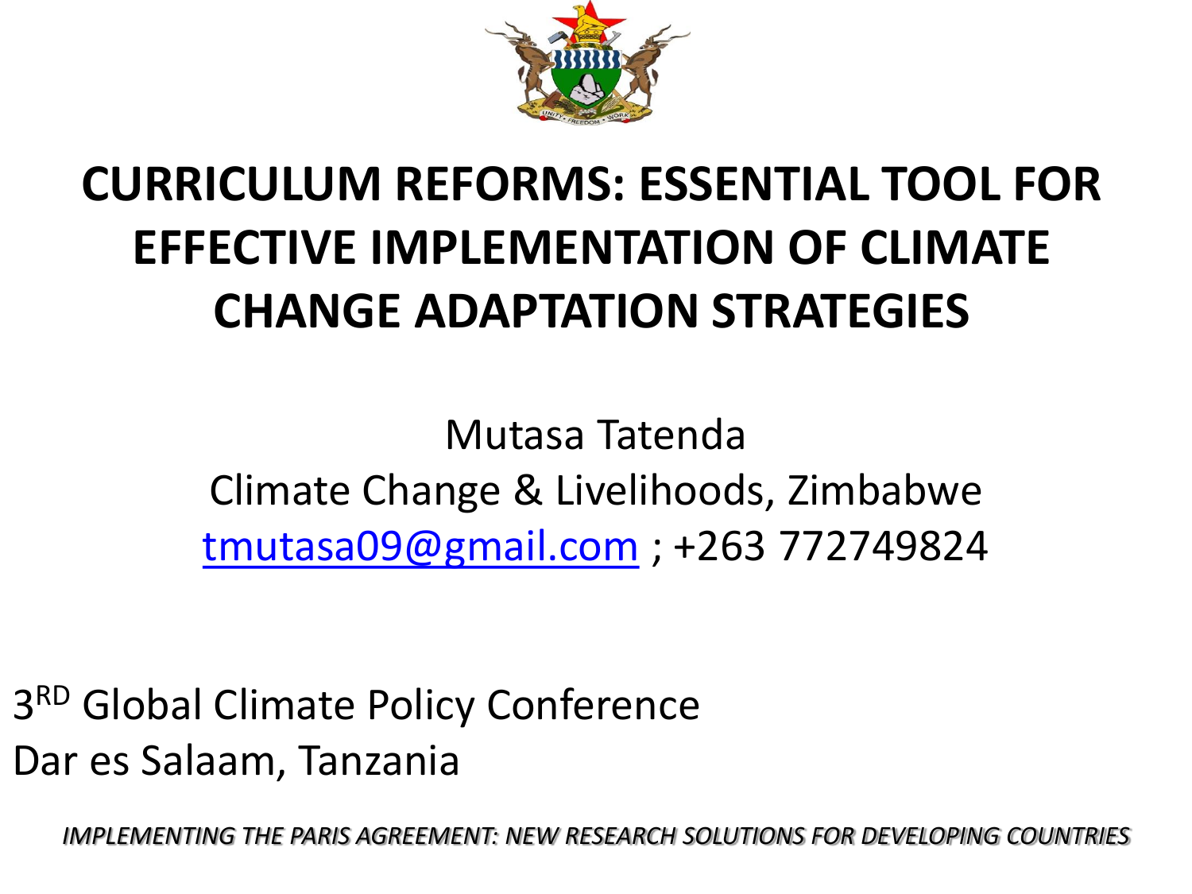# CURRICULUM REFORMS: ESSENTIAL TOOL FOR EFFECTIVE IMPLEMENTATION OF CLIMATE CHANGE ADAPTATION STRATEGIES

Mutasa Tatenda
Climate Change & Livelihoods, Zimbabwe
tmutasa09@gmail.com ; +263 772749824

3RD Global Climate Policy Conference
Dar es Salaam, Tanzania

*IMPLEMENTING THE PARIS AGREEMENT: NEW RESEARCH SOLUTIONS FOR DEVELOPING COUNTRIES*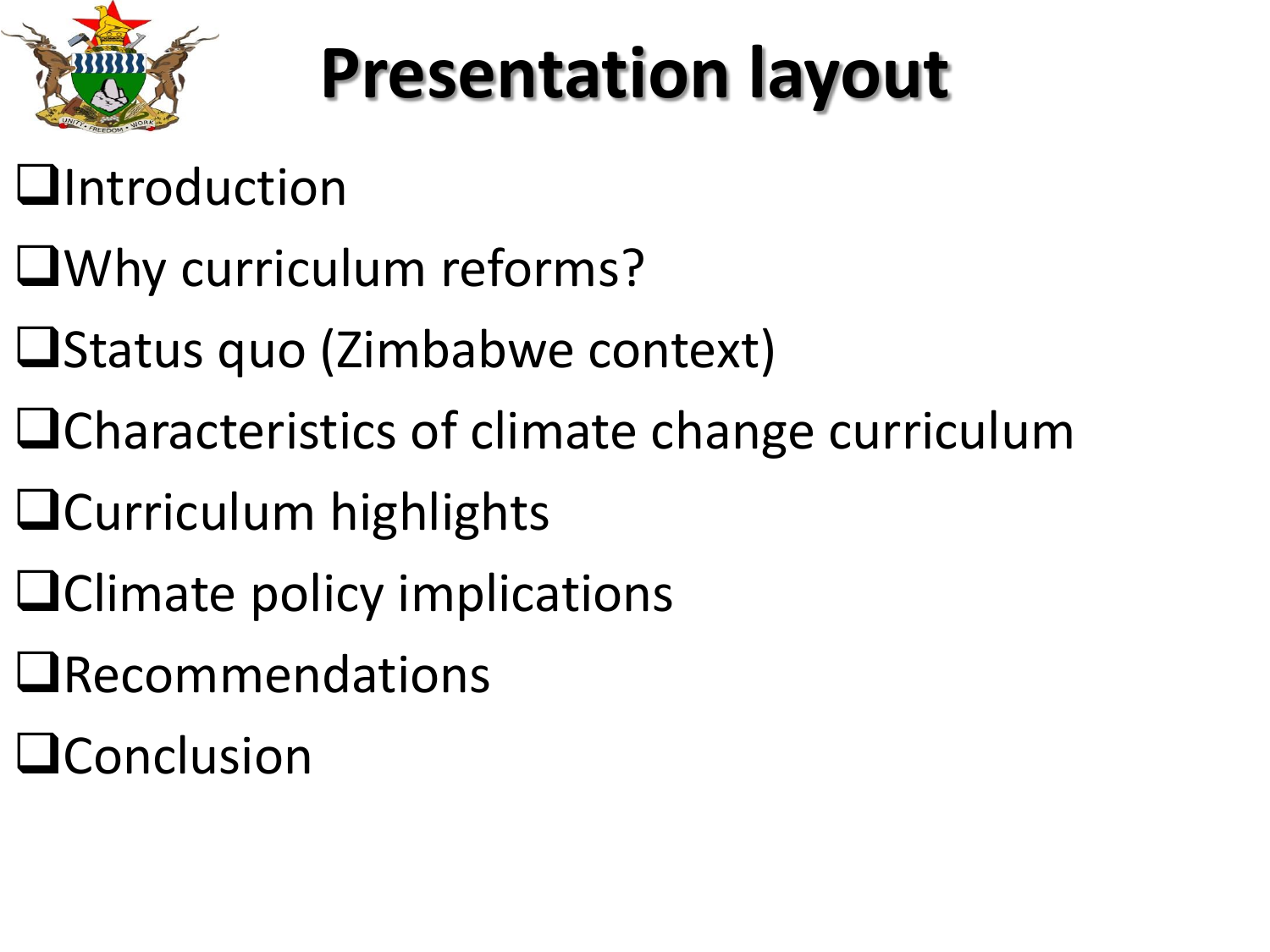# Presentation layout

- Introduction
- Why curriculum reforms?
- Status quo (Zimbabwe context)
- Characteristics of climate change curriculum
- Curriculum highlights
- Climate policy implications
- Recommendations
- Conclusion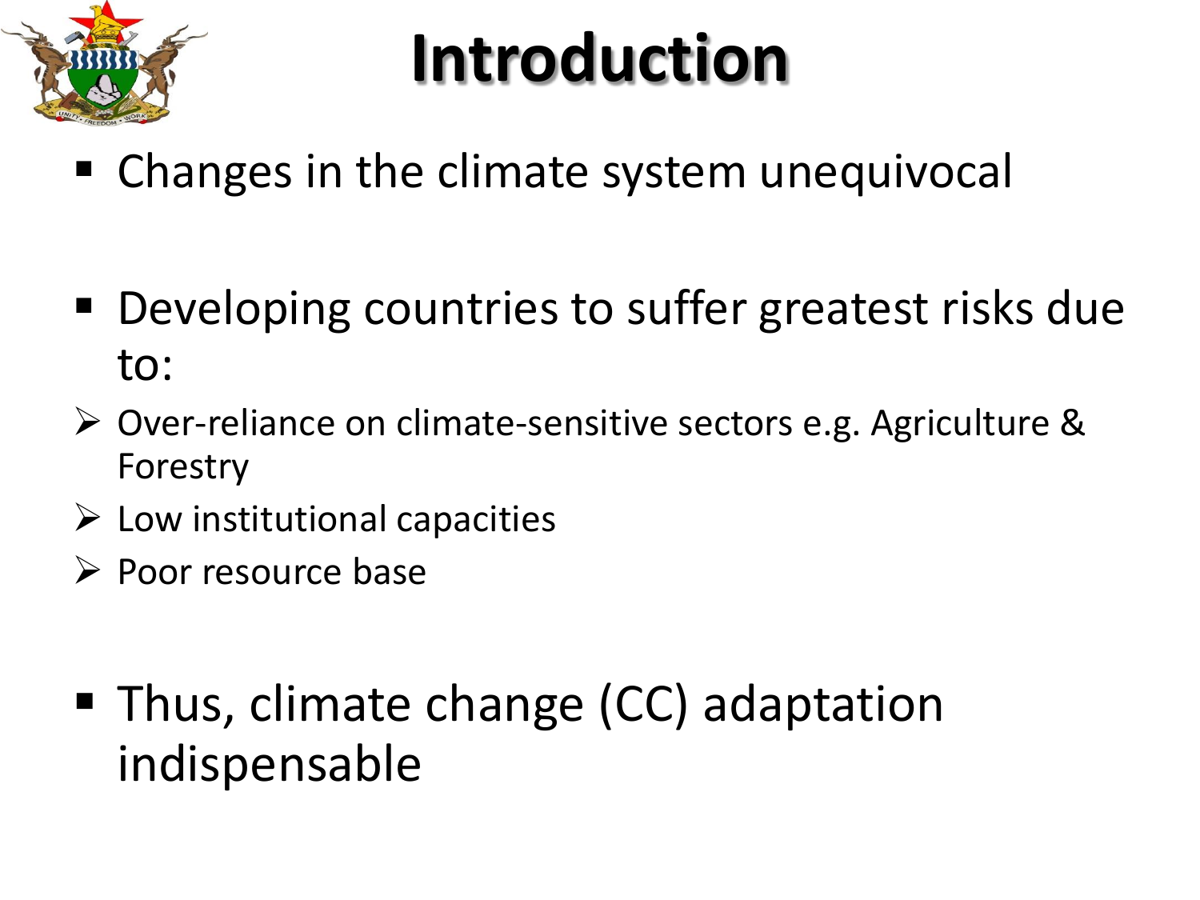# Introduction

- Changes in the climate system unequivocal

- Developing countries to suffer greatest risks due to:
  - Over-reliance on climate-sensitive sectors e.g. Agriculture & Forestry
  - Low institutional capacities
  - Poor resource base

- Thus, climate change (CC) adaptation indispensable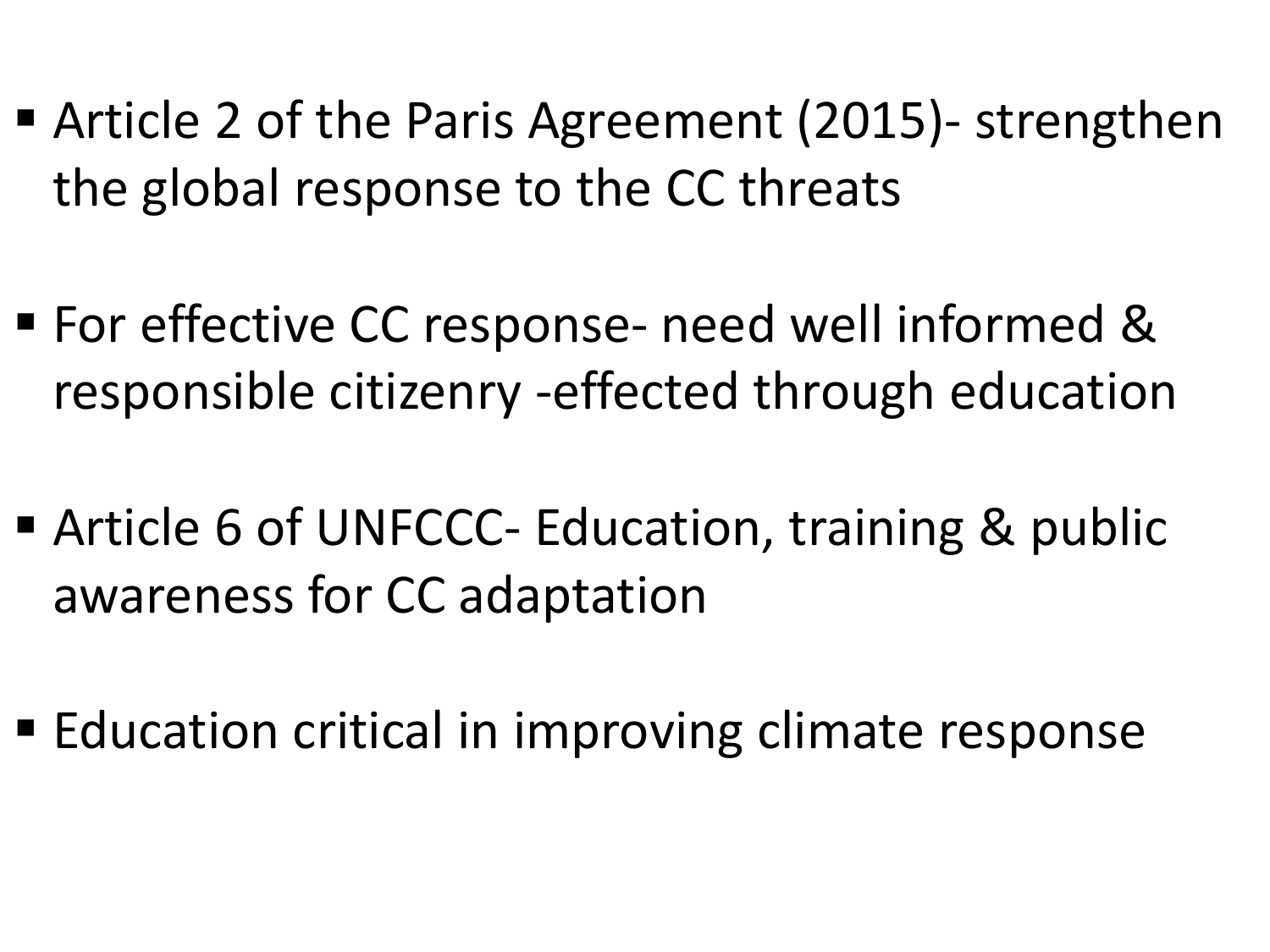- Article 2 of the Paris Agreement (2015)- strengthen the global response to the CC threats

- For effective CC response- need well informed & responsible citizenry -effected through education

- Article 6 of UNFCCC- Education, training & public awareness for CC adaptation

- Education critical in improving climate response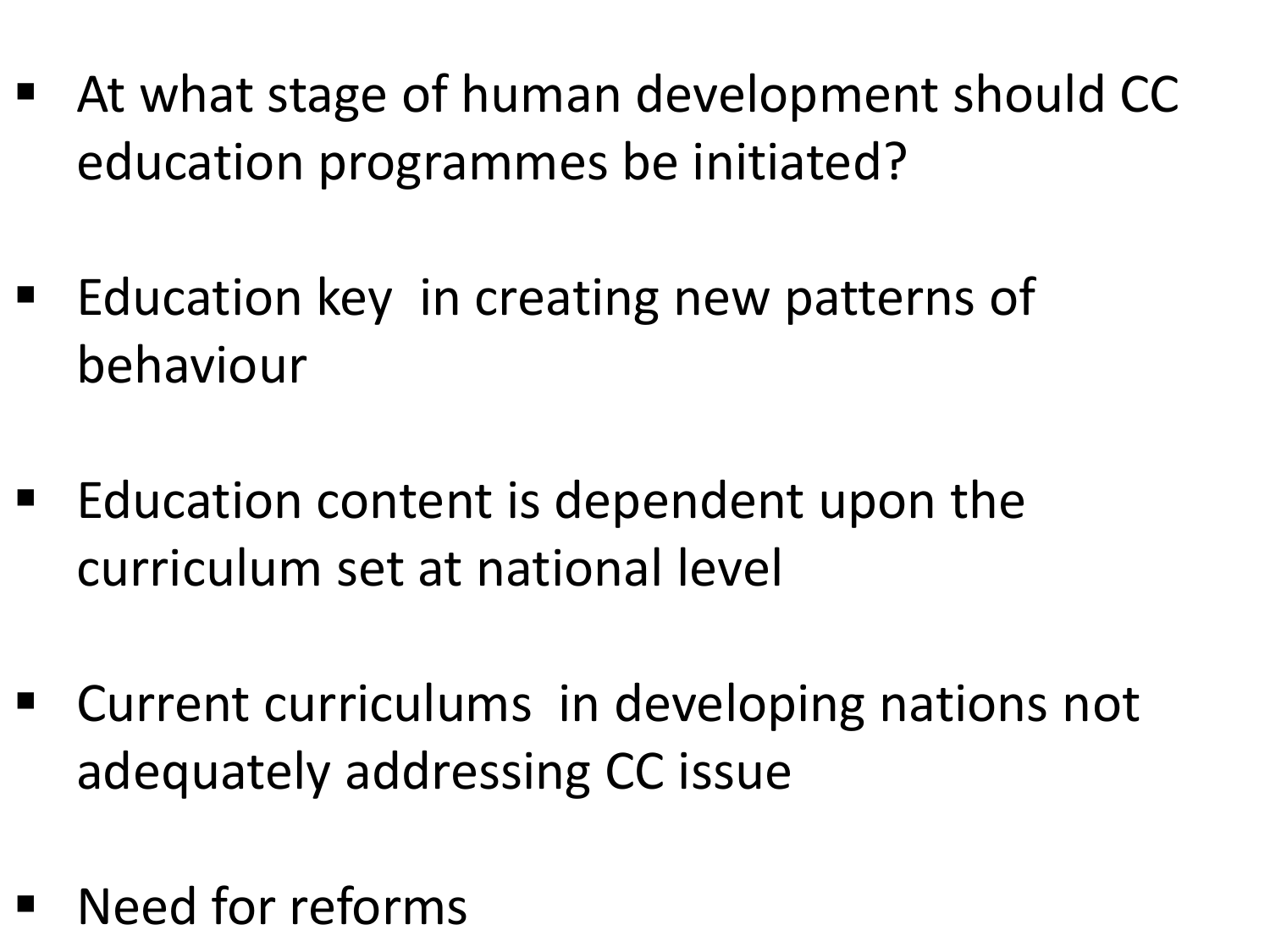- At what stage of human development should CC education programmes be initiated?

- Education key in creating new patterns of behaviour

- Education content is dependent upon the curriculum set at national level

- Current curriculums in developing nations not adequately addressing CC issue

- Need for reforms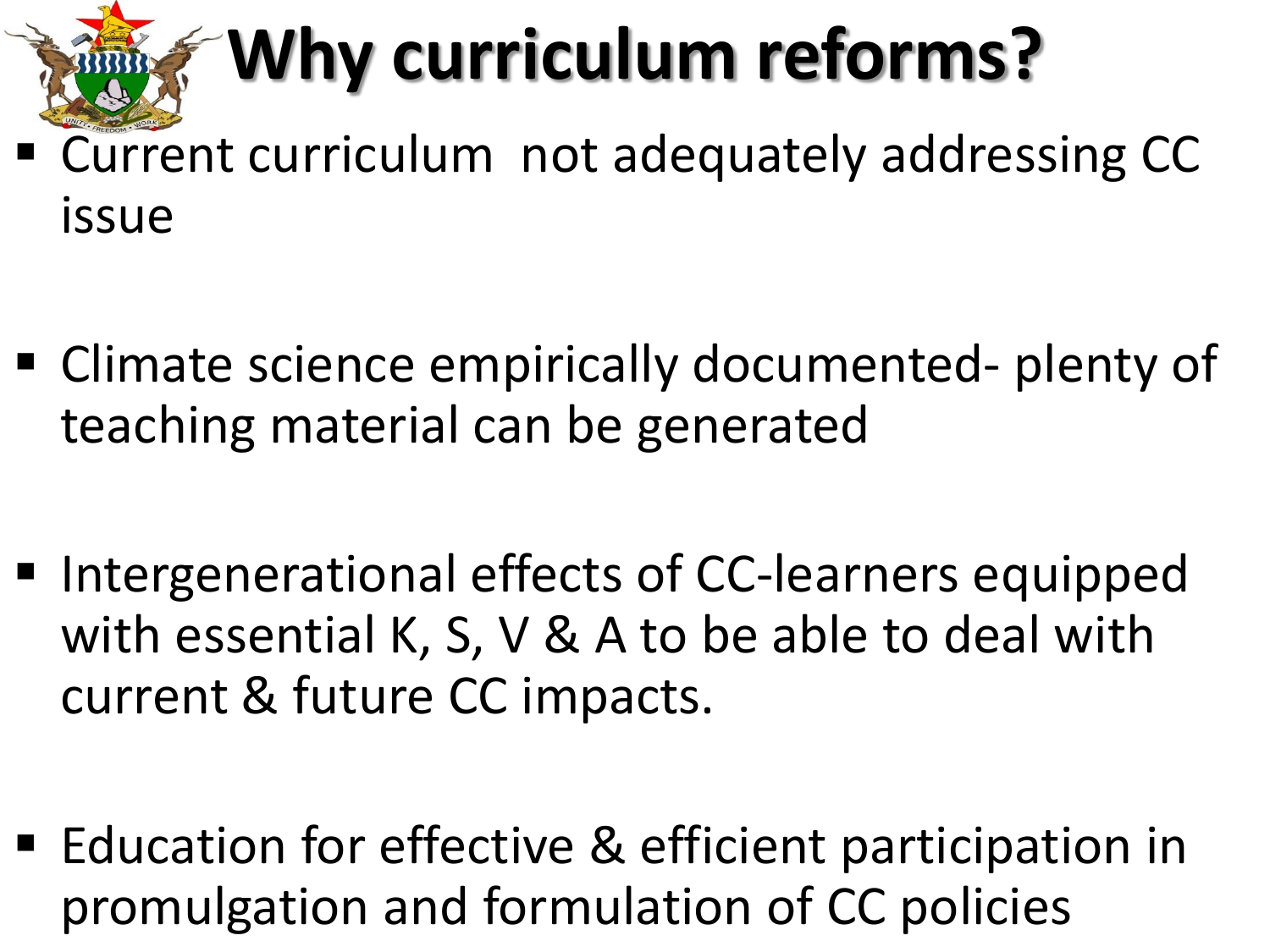# Why curriculum reforms?

- Current curriculum  not adequately addressing CC issue
- Climate science empirically documented- plenty of teaching material can be generated
- Intergenerational effects of CC-learners equipped with essential K, S, V & A to be able to deal with current & future CC impacts.
- Education for effective & efficient participation in promulgation and formulation of CC policies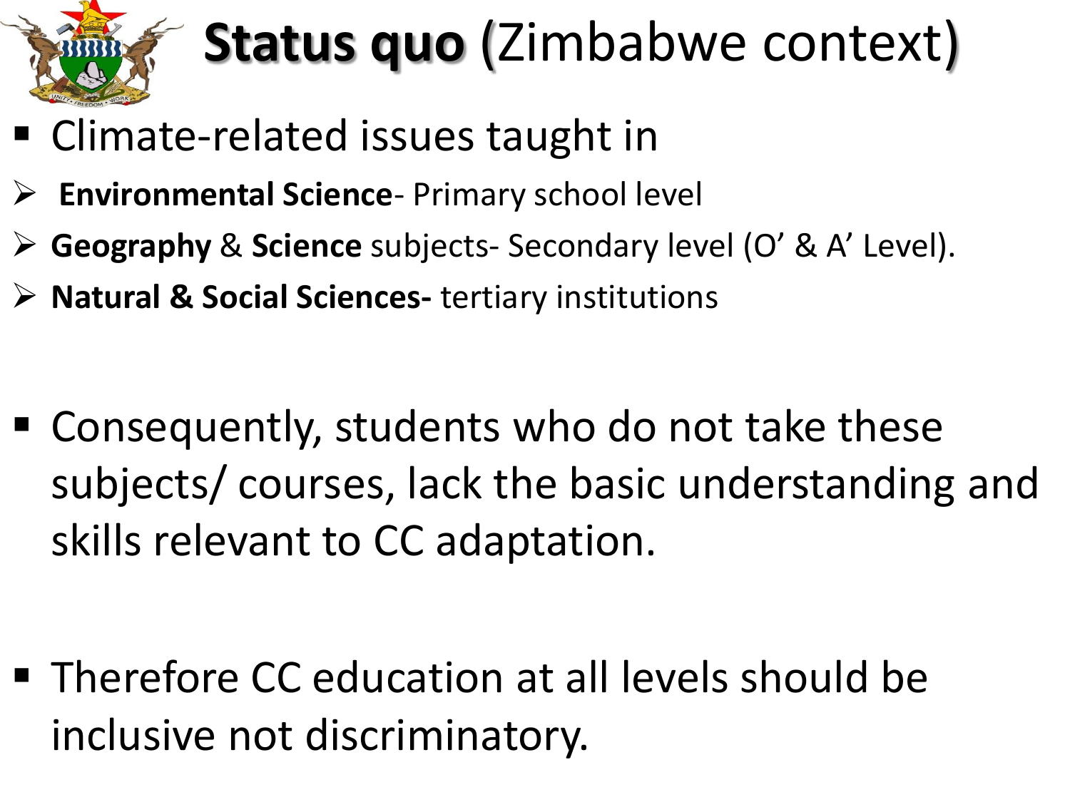# **Status quo** (Zimbabwe context)

- Climate-related issues taught in
  - **Environmental Science**- Primary school level
  - **Geography** & **Science** subjects- Secondary level (O' & A' Level).
  - **Natural & Social Sciences-** tertiary institutions

- Consequently, students who do not take these subjects/ courses, lack the basic understanding and skills relevant to CC adaptation.

- Therefore CC education at all levels should be inclusive not discriminatory.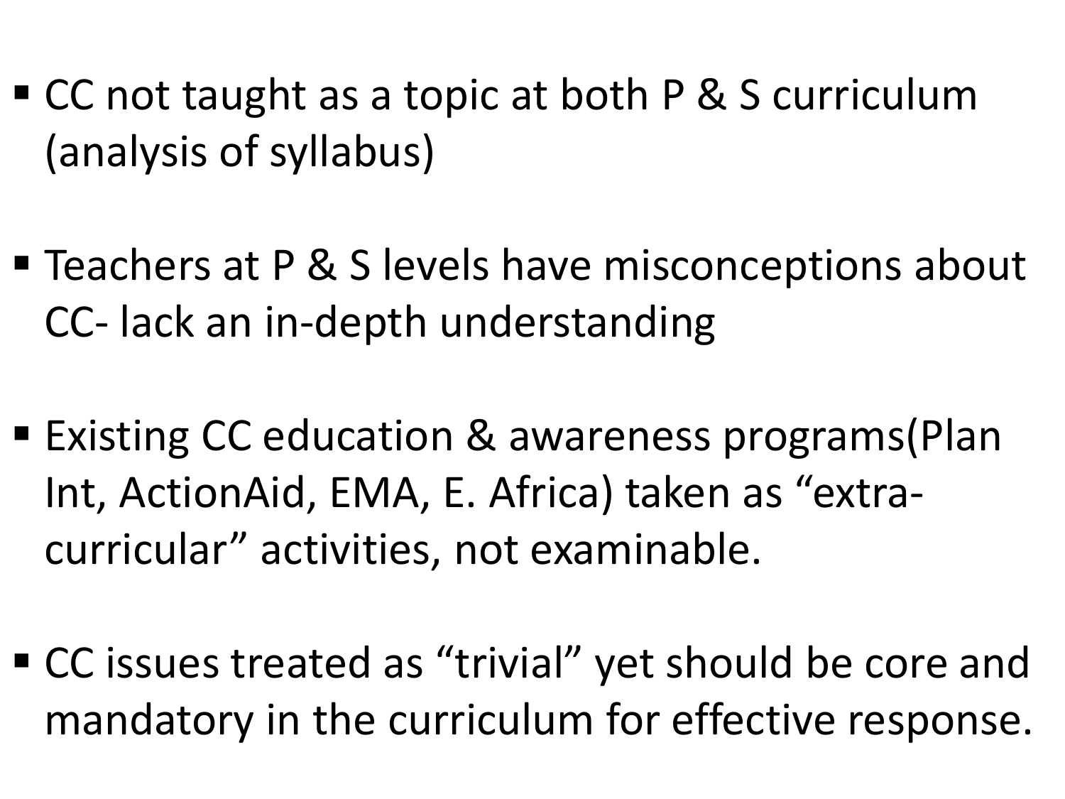- CC not taught as a topic at both P & S curriculum (analysis of syllabus)

- Teachers at P & S levels have misconceptions about CC- lack an in-depth understanding

- Existing CC education & awareness programs(Plan Int, ActionAid, EMA, E. Africa) taken as “extra-curricular” activities, not examinable.

- CC issues treated as “trivial” yet should be core and mandatory in the curriculum for effective response.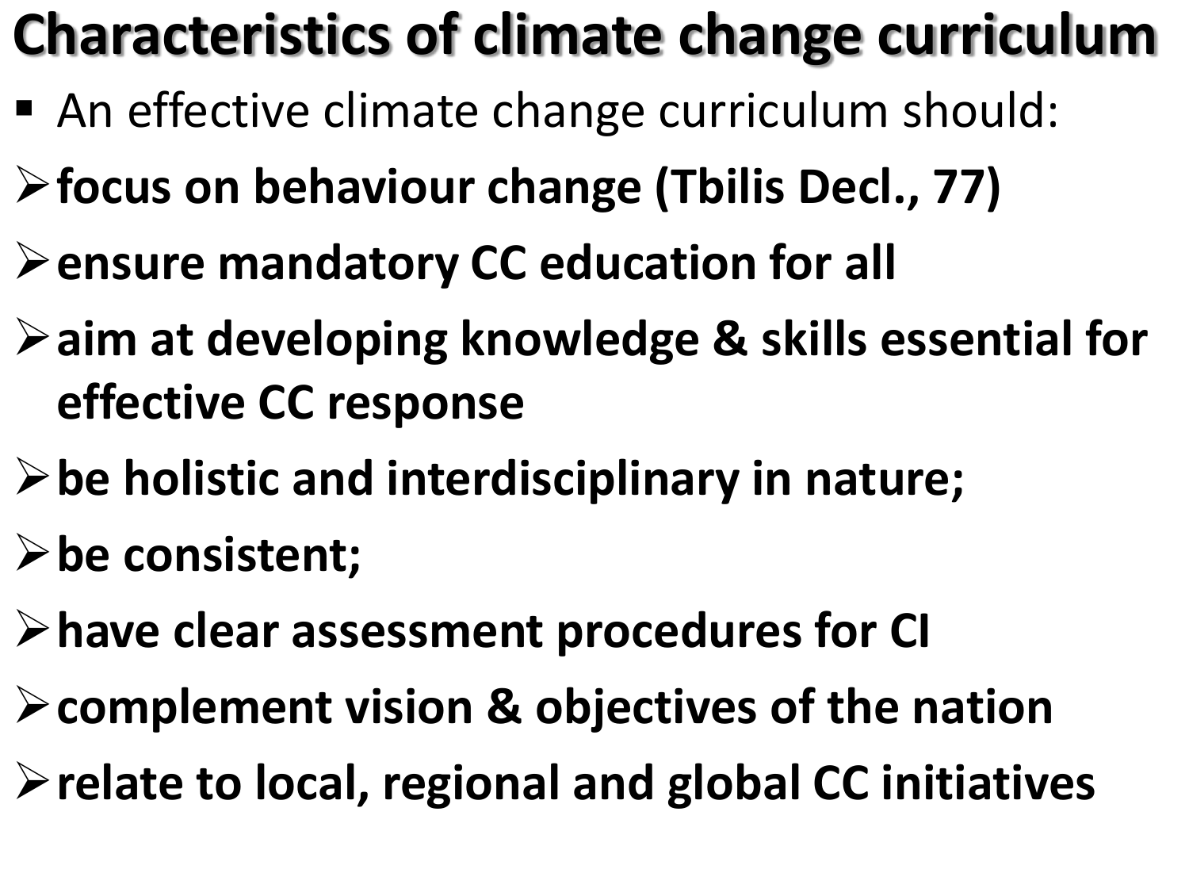# Characteristics of climate change curriculum

- An effective climate change curriculum should:
  - **focus on behaviour change (Tbilis Decl., 77)**
  - **ensure mandatory CC education for all**
  - **aim at developing knowledge & skills essential for effective CC response**
  - **be holistic and interdisciplinary in nature;**
  - **be consistent;**
  - **have clear assessment procedures for CI**
  - **complement vision & objectives of the nation**
  - **relate to local, regional and global CC initiatives**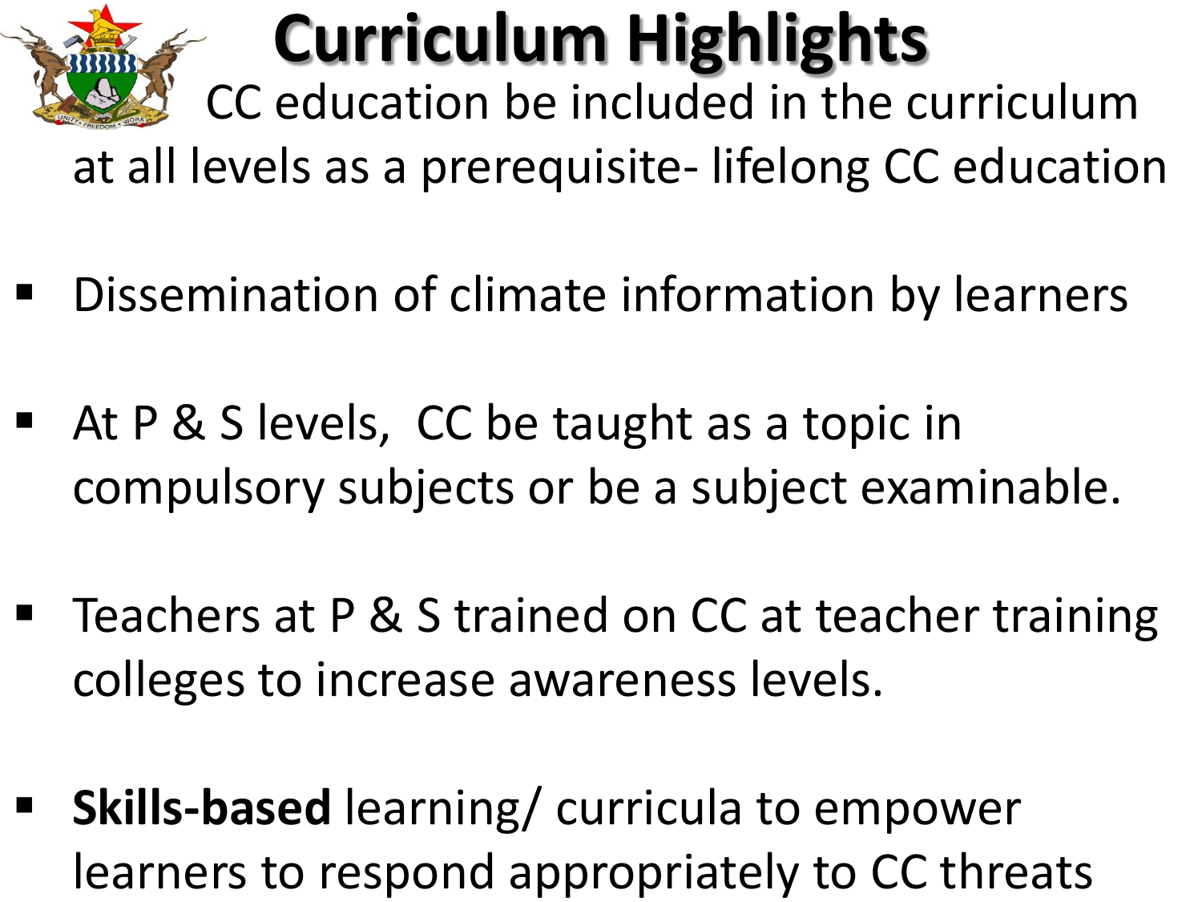# Curriculum Highlights

CC education be included in the curriculum at all levels as a prerequisite- lifelong CC education

- Dissemination of climate information by learners
- At P & S levels, CC be taught as a topic in compulsory subjects or be a subject examinable.
- Teachers at P & S trained on CC at teacher training colleges to increase awareness levels.
- **Skills-based** learning/ curricula to empower learners to respond appropriately to CC threats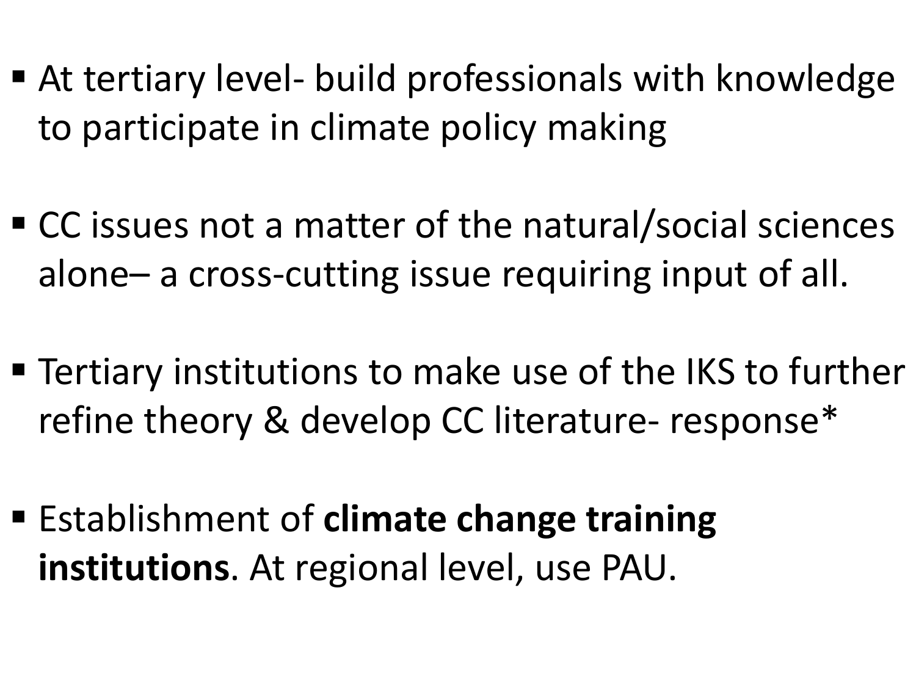- At tertiary level- build professionals with knowledge to participate in climate policy making

- CC issues not a matter of the natural/social sciences alone– a cross-cutting issue requiring input of all.

- Tertiary institutions to make use of the IKS to further refine theory & develop CC literature- response*

- Establishment of **climate change training institutions**. At regional level, use PAU.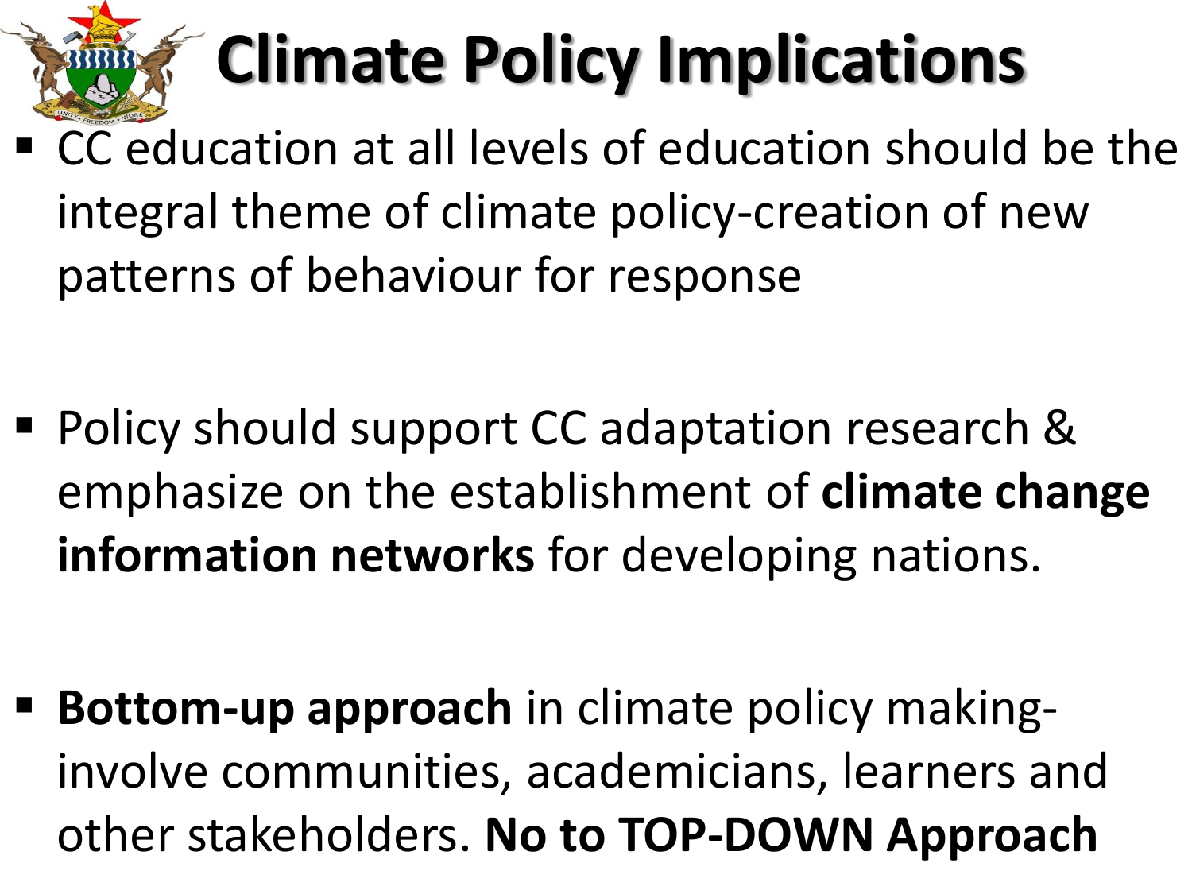# Climate Policy Implications

- CC education at all levels of education should be the integral theme of climate policy-creation of new patterns of behaviour for response

- Policy should support CC adaptation research & emphasize on the establishment of **climate change information networks** for developing nations.

- **Bottom-up approach** in climate policy making-involve communities, academicians, learners and other stakeholders. **No to TOP-DOWN Approach**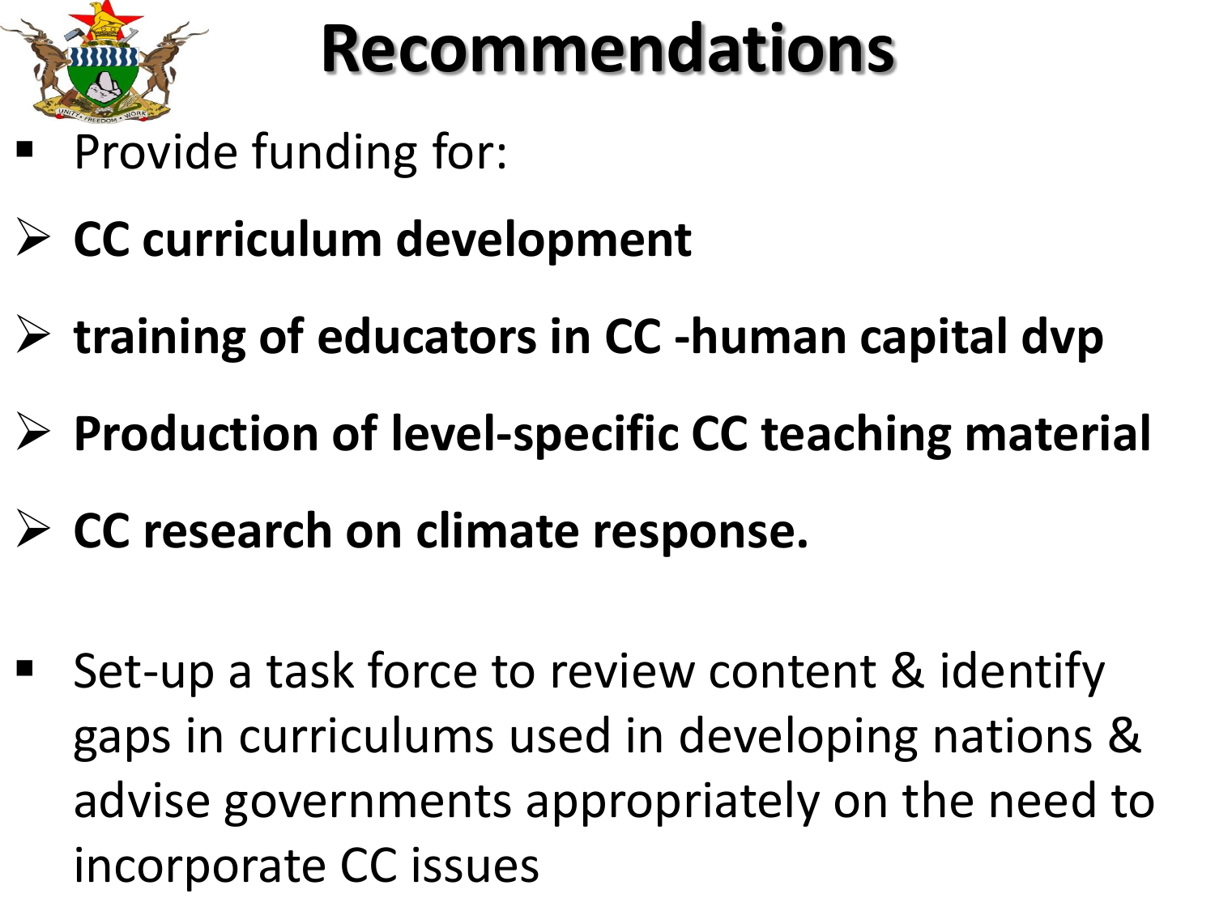# Recommendations

- Provide funding for:
  - **CC curriculum development**
  - **training of educators in CC -human capital dvp**
  - **Production of level-specific CC teaching material**
  - **CC research on climate response.**
- Set-up a task force to review content & identify gaps in curriculums used in developing nations & advise governments appropriately on the need to incorporate CC issues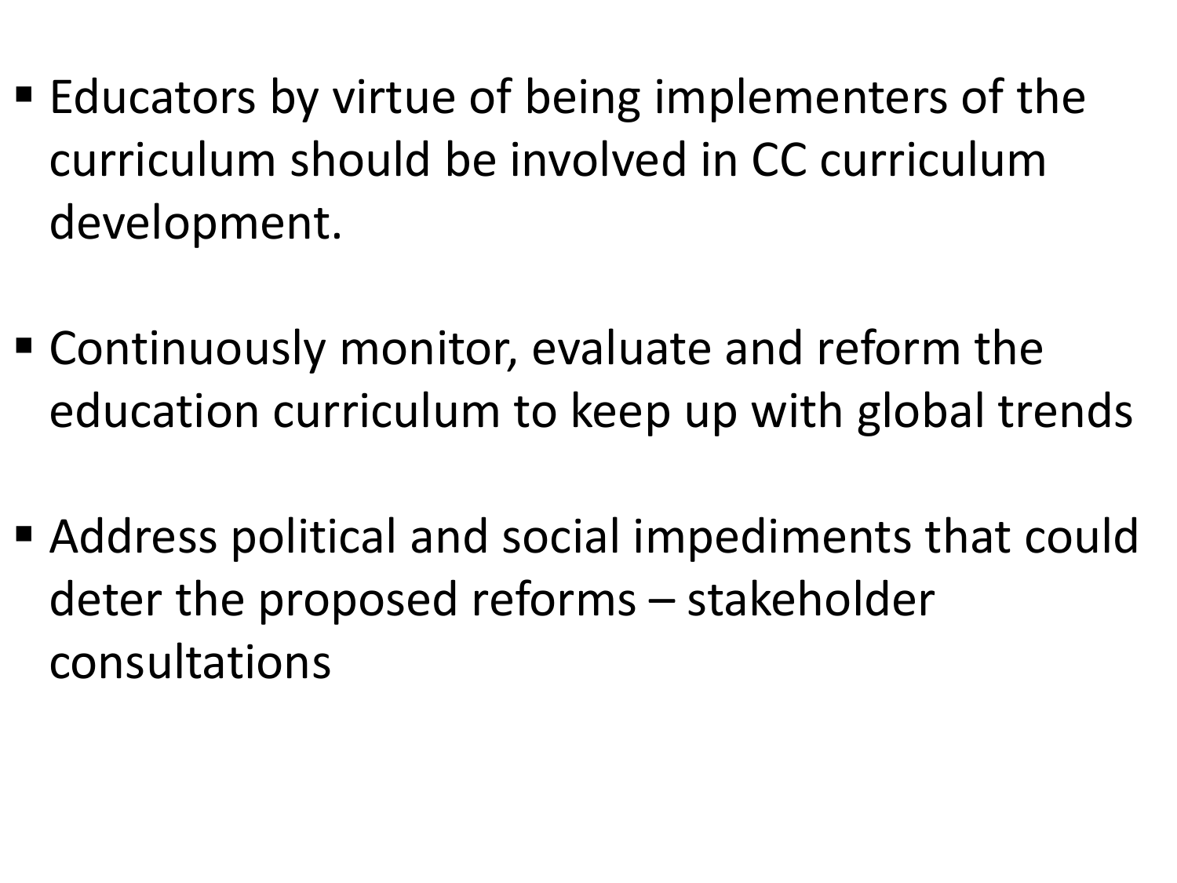- Educators by virtue of being implementers of the curriculum should be involved in CC curriculum development.

- Continuously monitor, evaluate and reform the education curriculum to keep up with global trends

- Address political and social impediments that could deter the proposed reforms – stakeholder consultations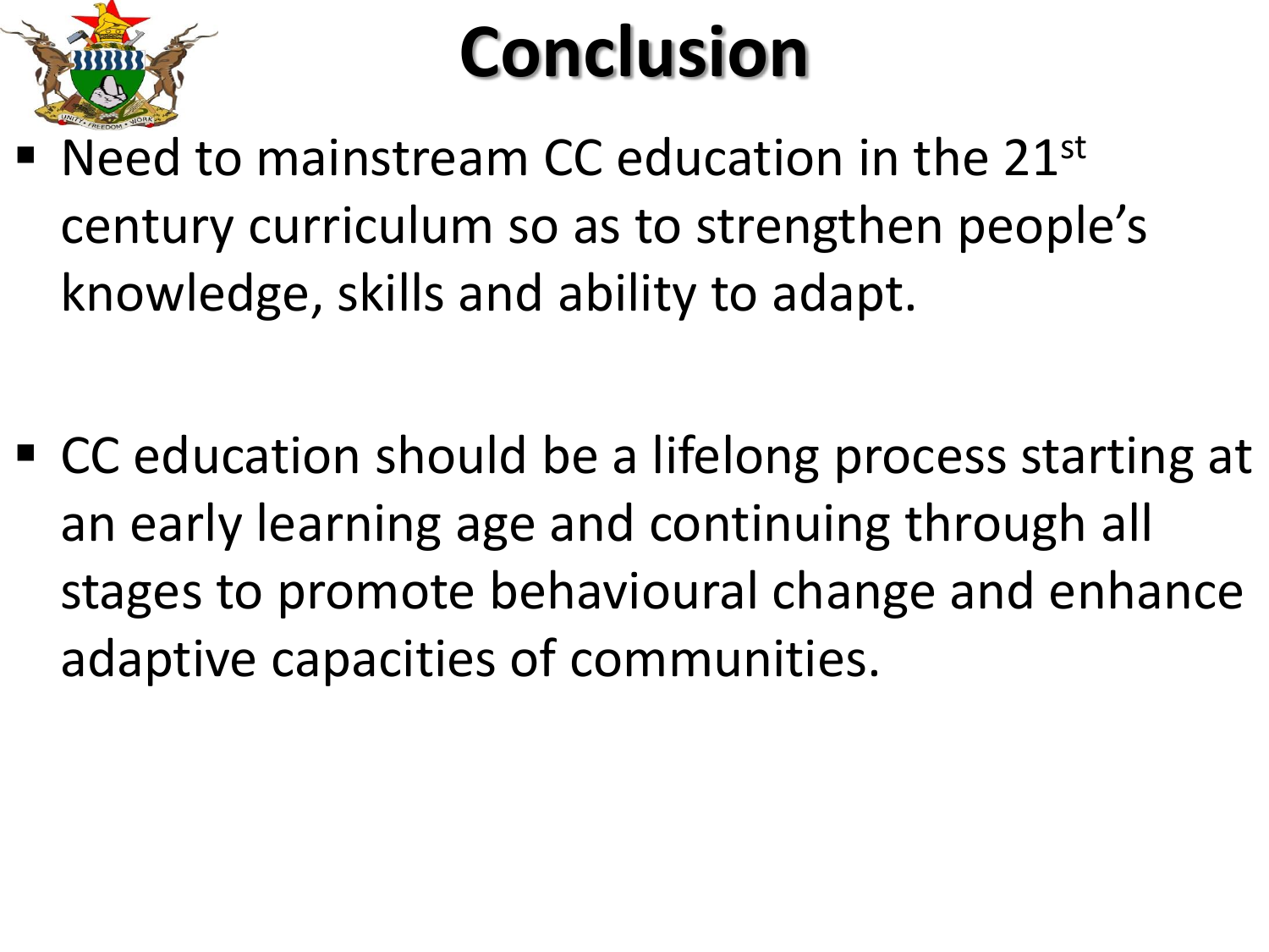# Conclusion

- Need to mainstream CC education in the 21st century curriculum so as to strengthen people's knowledge, skills and ability to adapt.

- CC education should be a lifelong process starting at an early learning age and continuing through all stages to promote behavioural change and enhance adaptive capacities of communities.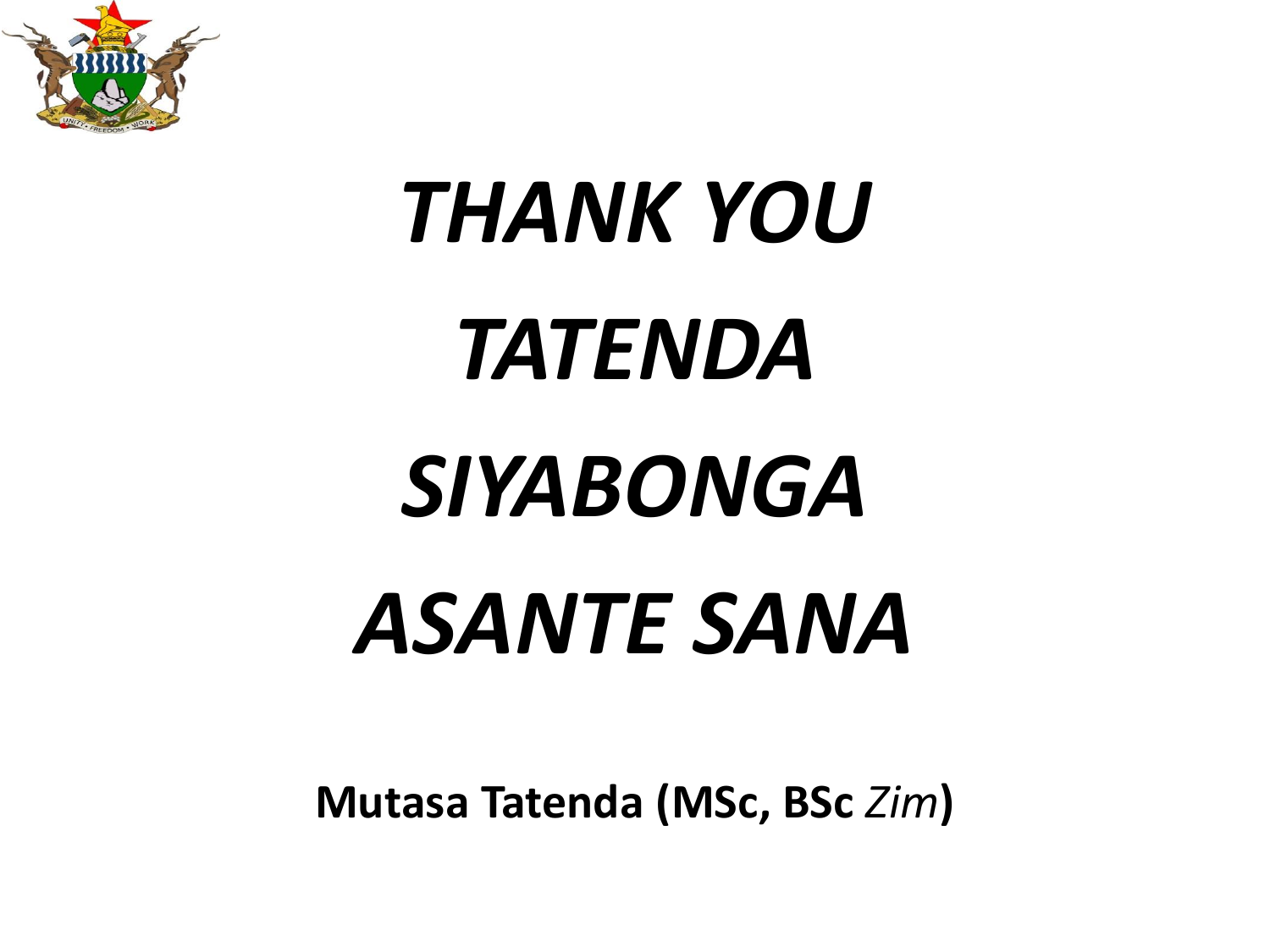***THANK YOU***

***TATENDA***

***SIYABONGA***

***ASANTE SANA***

**Mutasa Tatenda (MSc, BSc *Zim*)**